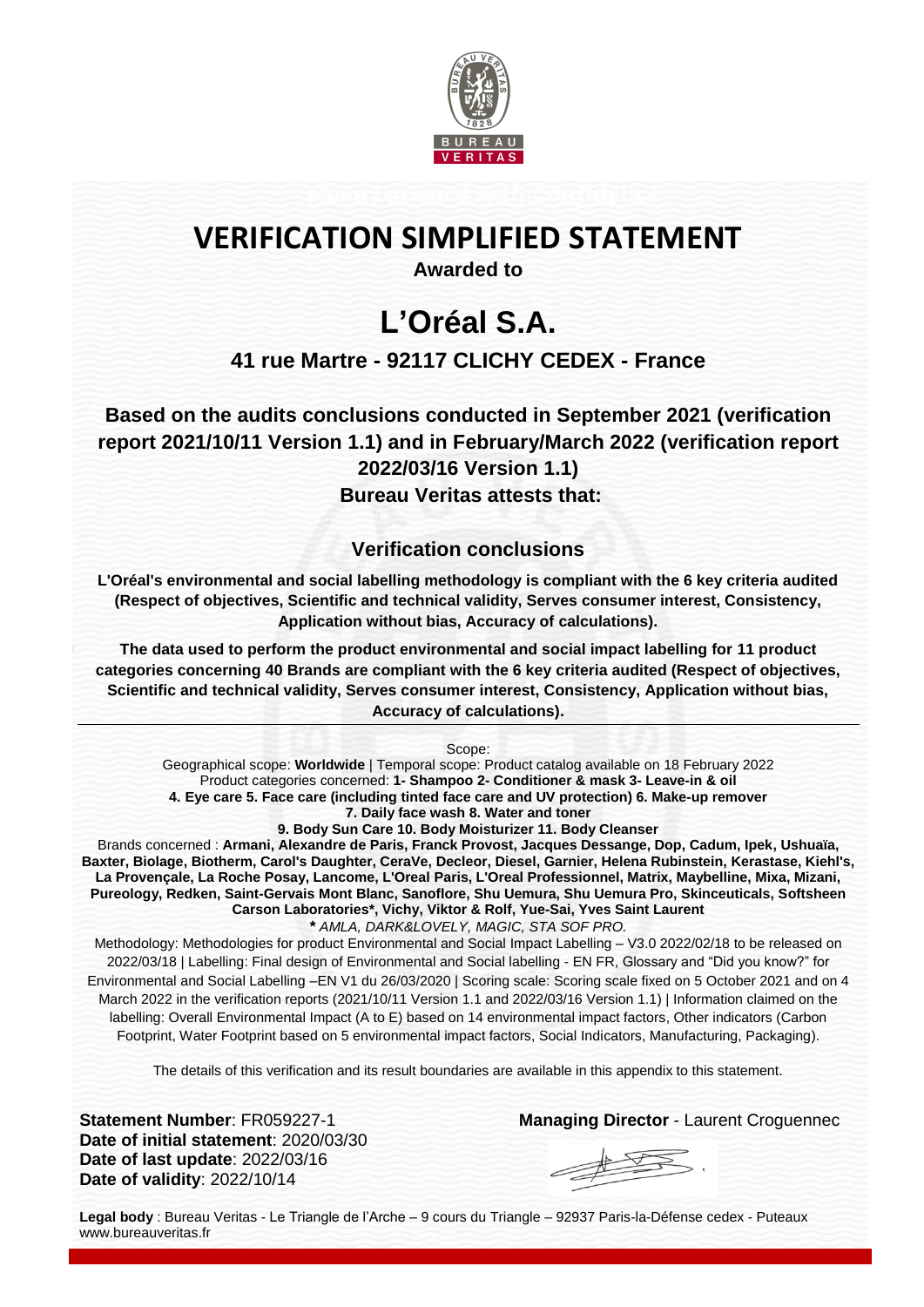# VERIFICATION SIMPLIFIED STATEMENT

**Awarded to**

# L'Oréal S.A.

### 41 rue Martre - 92117 CLICHY CEDEX - France

**Based on the audits conclusions conducted in September 2021 (verification report 2021/10/11 Version 1.1) and in February/March 2022 (verification report 2022/03/16 Version 1.1)**

**Bureau Veritas attests that:**

## Verification conclusions

**L'Oréal's environmental and social labelling methodology is compliant with the 6 key criteria audited (Respect of objectives, Scientific and technical validity, Serves consumer interest, Consistency, Application without bias, Accuracy of calculations).**

**The data used to perform the product environmental and social impact labelling for 11 product categories concerning 40 Brands are compliant with the 6 key criteria audited (Respect of objectives, Scientific and technical validity, Serves consumer interest, Consistency, Application without bias, Accuracy of calculations).**

---

Scope:

Geographical scope: **Worldwide** | Temporal scope: Product catalog available on 18 February 2022

Product categories concerned: **1- Shampoo 2- Conditioner & mask 3- Leave-in & oil**
**4. Eye care 5. Face care (including tinted face care and UV protection) 6. Make-up remover**
**7. Daily face wash 8. Water and toner**
**9. Body Sun Care 10. Body Moisturizer 11. Body Cleanser**

Brands concerned : **Armani, Alexandre de Paris, Franck Provost, Jacques Dessange, Dop, Cadum, Ipek, Ushuaïa, Baxter, Biolage, Biotherm, Carol's Daughter, CeraVe, Decleor, Diesel, Garnier, Helena Rubinstein, Kerastase, Kiehl's, La Provençale, La Roche Posay, Lancome, L'Oreal Paris, L'Oreal Professionnel, Matrix, Maybelline, Mixa, Mizani, Pureology, Redken, Saint-Gervais Mont Blanc, Sanoflore, Shu Uemura, Shu Uemura Pro, Skinceuticals, Softsheen Carson Laboratories*, Vichy, Viktor & Rolf, Yue-Sai, Yves Saint Laurent**

***** *AMLA, DARK&LOVELY, MAGIC, STA SOF PRO.*

Methodology: Methodologies for product Environmental and Social Impact Labelling – V3.0 2022/02/18 to be released on 2022/03/18 | Labelling: Final design of Environmental and Social labelling - EN FR, Glossary and "Did you know?" for Environmental and Social Labelling –EN V1 du 26/03/2020 | Scoring scale: Scoring scale fixed on 5 October 2021 and on 4 March 2022 in the verification reports (2021/10/11 Version 1.1 and 2022/03/16 Version 1.1) | Information claimed on the labelling: Overall Environmental Impact (A to E) based on 14 environmental impact factors, Other indicators (Carbon Footprint, Water Footprint based on 5 environmental impact factors, Social Indicators, Manufacturing, Packaging).

The details of this verification and its result boundaries are available in this appendix to this statement.

**Statement Number**: FR059227-1
**Date of initial statement**: 2020/03/30
**Date of last update**: 2022/03/16
**Date of validity**: 2022/10/14

**Managing Director** - Laurent Croguennec

**Legal body** : Bureau Veritas - Le Triangle de l'Arche – 9 cours du Triangle – 92937 Paris-la-Défense cedex - Puteaux
www.bureauveritas.fr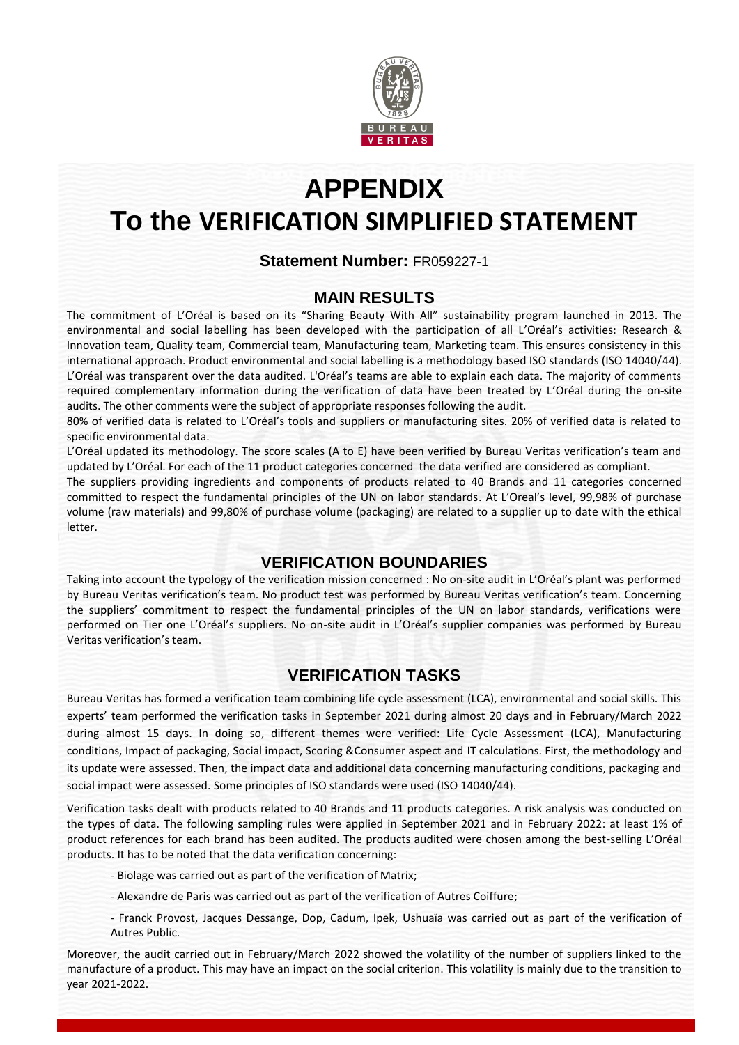# APPENDIX

# To the VERIFICATION SIMPLIFIED STATEMENT

**Statement Number:** FR059227-1

## MAIN RESULTS

The commitment of L'Oréal is based on its "Sharing Beauty With All" sustainability program launched in 2013. The environmental and social labelling has been developed with the participation of all L'Oréal's activities: Research & Innovation team, Quality team, Commercial team, Manufacturing team, Marketing team. This ensures consistency in this international approach. Product environmental and social labelling is a methodology based ISO standards (ISO 14040/44). L'Oréal was transparent over the data audited. L'Oréal's teams are able to explain each data. The majority of comments required complementary information during the verification of data have been treated by L'Oréal during the on-site audits. The other comments were the subject of appropriate responses following the audit.

80% of verified data is related to L'Oréal's tools and suppliers or manufacturing sites. 20% of verified data is related to specific environmental data.

L'Oréal updated its methodology. The score scales (A to E) have been verified by Bureau Veritas verification's team and updated by L'Oréal. For each of the 11 product categories concerned the data verified are considered as compliant.

The suppliers providing ingredients and components of products related to 40 Brands and 11 categories concerned committed to respect the fundamental principles of the UN on labor standards. At L'Oreal's level, 99,98% of purchase volume (raw materials) and 99,80% of purchase volume (packaging) are related to a supplier up to date with the ethical letter.

## VERIFICATION BOUNDARIES

Taking into account the typology of the verification mission concerned : No on-site audit in L'Oréal's plant was performed by Bureau Veritas verification's team. No product test was performed by Bureau Veritas verification's team. Concerning the suppliers' commitment to respect the fundamental principles of the UN on labor standards, verifications were performed on Tier one L'Oréal's suppliers. No on-site audit in L'Oréal's supplier companies was performed by Bureau Veritas verification's team.

## VERIFICATION TASKS

Bureau Veritas has formed a verification team combining life cycle assessment (LCA), environmental and social skills. This experts' team performed the verification tasks in September 2021 during almost 20 days and in February/March 2022 during almost 15 days. In doing so, different themes were verified: Life Cycle Assessment (LCA), Manufacturing conditions, Impact of packaging, Social impact, Scoring &Consumer aspect and IT calculations. First, the methodology and its update were assessed. Then, the impact data and additional data concerning manufacturing conditions, packaging and social impact were assessed. Some principles of ISO standards were used (ISO 14040/44).

Verification tasks dealt with products related to 40 Brands and 11 products categories. A risk analysis was conducted on the types of data. The following sampling rules were applied in September 2021 and in February 2022: at least 1% of product references for each brand has been audited. The products audited were chosen among the best-selling L'Oréal products. It has to be noted that the data verification concerning:

- Biolage was carried out as part of the verification of Matrix;
- Alexandre de Paris was carried out as part of the verification of Autres Coiffure;
- Franck Provost, Jacques Dessange, Dop, Cadum, Ipek, Ushuaïa was carried out as part of the verification of Autres Public.

Moreover, the audit carried out in February/March 2022 showed the volatility of the number of suppliers linked to the manufacture of a product. This may have an impact on the social criterion. This volatility is mainly due to the transition to year 2021-2022.